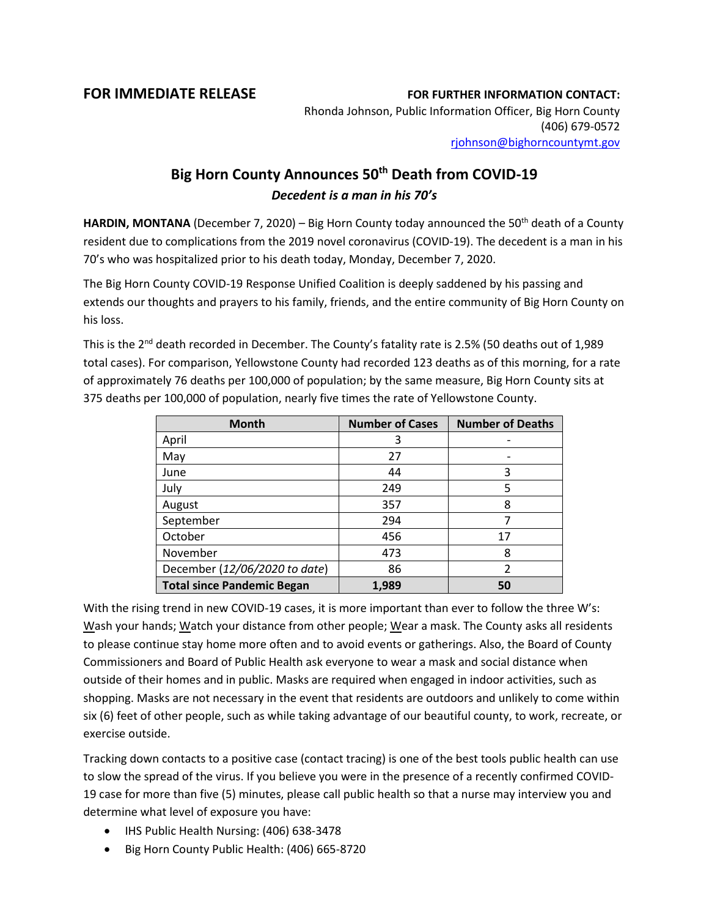**FOR IMMEDIATE RELEASE**

**FOR FURTHER INFORMATION CONTACT:**
Rhonda Johnson, Public Information Officer, Big Horn County
(406) 679-0572
rjohnson@bighorncountymt.gov

# Big Horn County Announces 50th Death from COVID-19

***Decedent is a man in his 70's***

**HARDIN, MONTANA** (December 7, 2020) – Big Horn County today announced the 50th death of a County resident due to complications from the 2019 novel coronavirus (COVID-19). The decedent is a man in his 70's who was hospitalized prior to his death today, Monday, December 7, 2020.

The Big Horn County COVID-19 Response Unified Coalition is deeply saddened by his passing and extends our thoughts and prayers to his family, friends, and the entire community of Big Horn County on his loss.

This is the 2nd death recorded in December. The County's fatality rate is 2.5% (50 deaths out of 1,989 total cases). For comparison, Yellowstone County had recorded 123 deaths as of this morning, for a rate of approximately 76 deaths per 100,000 of population; by the same measure, Big Horn County sits at 375 deaths per 100,000 of population, nearly five times the rate of Yellowstone County.

| Month | Number of Cases | Number of Deaths |
|---|---|---|
| April | 3 | - |
| May | 27 | - |
| June | 44 | 3 |
| July | 249 | 5 |
| August | 357 | 8 |
| September | 294 | 7 |
| October | 456 | 17 |
| November | 473 | 8 |
| December (*12/06/2020 to date*) | 86 | 2 |
| **Total since Pandemic Began** | **1,989** | **50** |

With the rising trend in new COVID-19 cases, it is more important than ever to follow the three W's: Wash your hands; Watch your distance from other people; Wear a mask. The County asks all residents to please continue stay home more often and to avoid events or gatherings. Also, the Board of County Commissioners and Board of Public Health ask everyone to wear a mask and social distance when outside of their homes and in public. Masks are required when engaged in indoor activities, such as shopping. Masks are not necessary in the event that residents are outdoors and unlikely to come within six (6) feet of other people, such as while taking advantage of our beautiful county, to work, recreate, or exercise outside.

Tracking down contacts to a positive case (contact tracing) is one of the best tools public health can use to slow the spread of the virus. If you believe you were in the presence of a recently confirmed COVID-19 case for more than five (5) minutes, please call public health so that a nurse may interview you and determine what level of exposure you have:

- IHS Public Health Nursing: (406) 638-3478
- Big Horn County Public Health: (406) 665-8720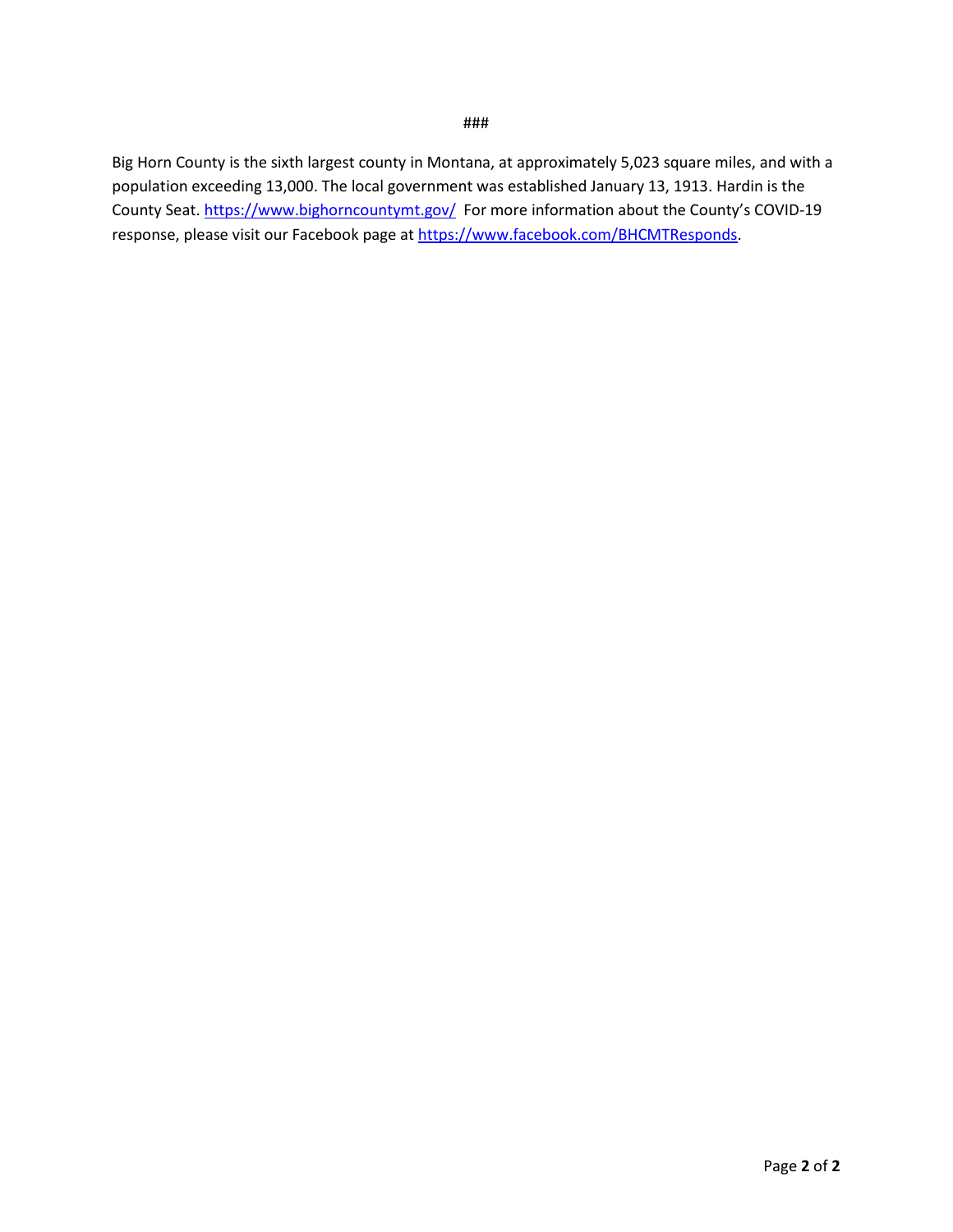###

Big Horn County is the sixth largest county in Montana, at approximately 5,023 square miles, and with a population exceeding 13,000. The local government was established January 13, 1913. Hardin is the County Seat. https://www.bighorncountymt.gov/ For more information about the County's COVID-19 response, please visit our Facebook page at https://www.facebook.com/BHCMTResponds.